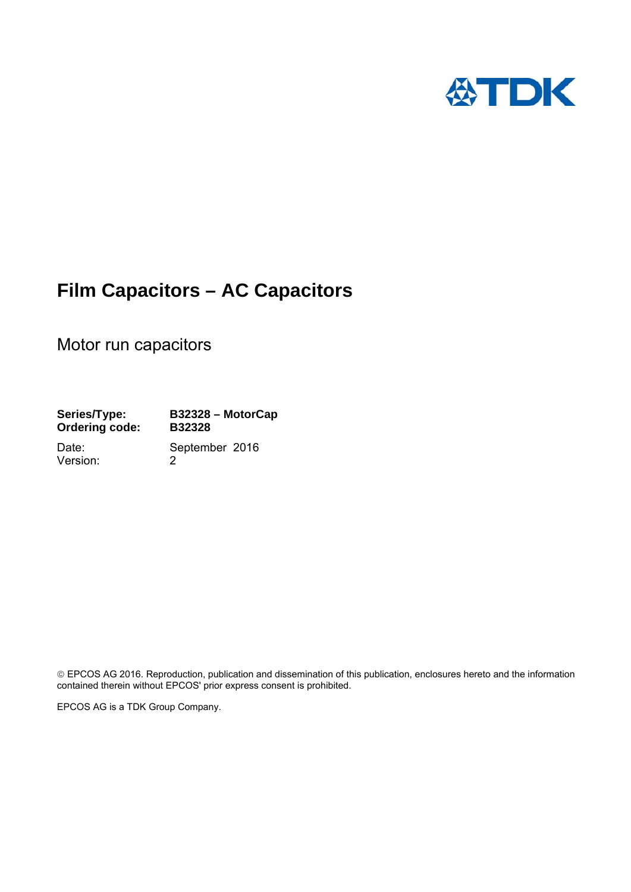# Film Capacitors – AC Capacitors

## Motor run capacitors

**Series/Type:** **B32328 – MotorCap**
**Ordering code:** **B32328**

Date: September 2016
Version: 2

© EPCOS AG 2016. Reproduction, publication and dissemination of this publication, enclosures hereto and the information contained therein without EPCOS' prior express consent is prohibited.

EPCOS AG is a TDK Group Company.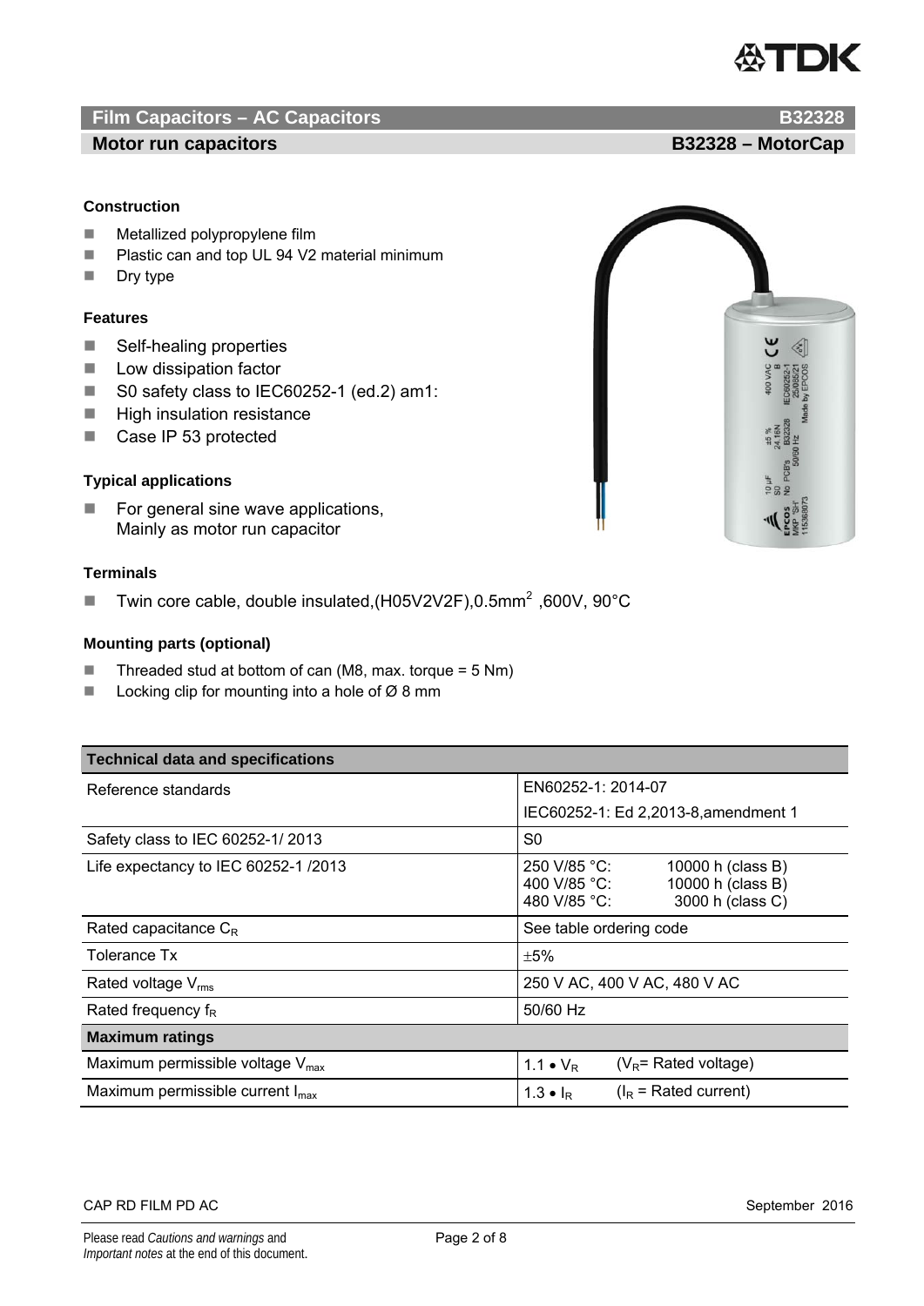## Film Capacitors – AC Capacitors B32328

### Motor run capacitors B32328 – MotorCap

**Construction**

- Metallized polypropylene film
- Plastic can and top UL 94 V2 material minimum
- Dry type

**Features**

- Self-healing properties
- Low dissipation factor
- S0 safety class to IEC60252-1 (ed.2) am1:
- High insulation resistance
- Case IP 53 protected

**Typical applications**

- For general sine wave applications, Mainly as motor run capacitor

**Terminals**

- Twin core cable, double insulated,(H05V2V2F),0.5mm$^2$ ,600V, 90°C

**Mounting parts (optional)**

- Threaded stud at bottom of can (M8, max. torque = 5 Nm)
- Locking clip for mounting into a hole of Ø 8 mm

| Technical data and specifications | |
|---|---|
| Reference standards | EN60252-1: 2014-07<br>IEC60252-1: Ed 2,2013-8,amendment 1 |
| Safety class to IEC 60252-1/ 2013 | S0 |
| Life expectancy to IEC 60252-1 /2013 | 250 V/85 °C: 10000 h (class B)<br>400 V/85 °C: 10000 h (class B)<br>480 V/85 °C: 3000 h (class C) |
| Rated capacitance $C_R$ | See table ordering code |
| Tolerance Tx | ±5% |
| Rated voltage $V_{rms}$ | 250 V AC, 400 V AC, 480 V AC |
| Rated frequency $f_R$ | 50/60 Hz |
| **Maximum ratings** | |
| Maximum permissible voltage $V_{max}$ | $1.1 \bullet V_R$ ($V_R$= Rated voltage) |
| Maximum permissible current $I_{max}$ | $1.3 \bullet I_R$ ($I_R$ = Rated current) |

CAP RD FILM PD AC September 2016

Please read *Cautions and warnings* and *Important notes* at the end of this document.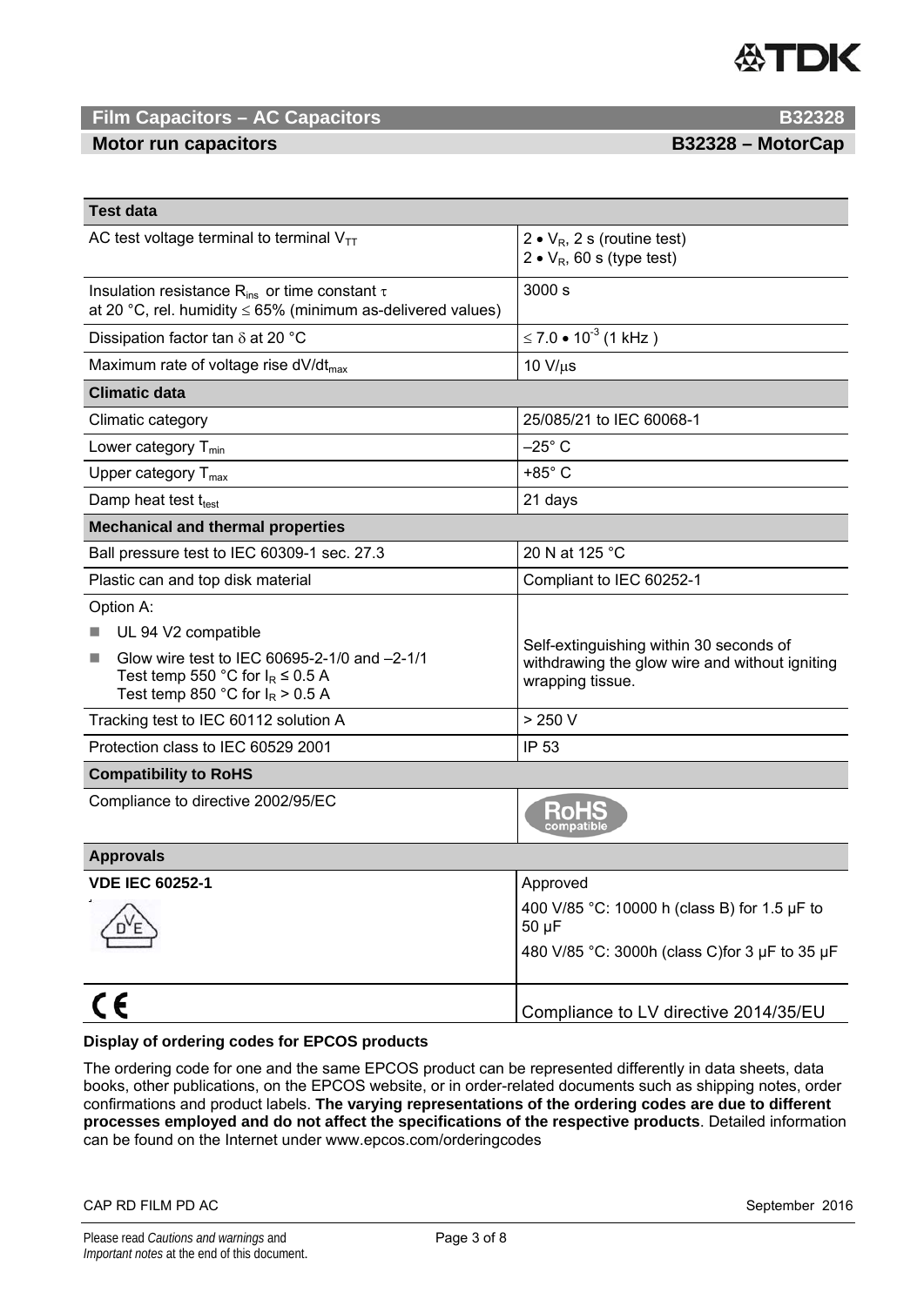| **Test data** | |
|---|---|
| AC test voltage terminal to terminal $V_{TT}$ | $2 \bullet V_R$, 2 s (routine test)<br>$2 \bullet V_R$, 60 s (type test) |
| Insulation resistance $R_{ins}$ or time constant $\tau$ at 20 °C, rel. humidity ≤ 65% (minimum as-delivered values) | 3000 s |
| Dissipation factor tan $\delta$ at 20 °C | $\leq 7.0 \bullet 10^{-3}$ (1 kHz ) |
| Maximum rate of voltage rise $dV/dt_{max}$ | 10 V/µs |
| **Climatic data** | |
| Climatic category | 25/085/21 to IEC 60068-1 |
| Lower category $T_{min}$ | –25° C |
| Upper category $T_{max}$ | +85° C |
| Damp heat test $t_{test}$ | 21 days |
| **Mechanical and thermal properties** | |
| Ball pressure test to IEC 60309-1 sec. 27.3 | 20 N at 125 °C |
| Plastic can and top disk material | Compliant to IEC 60252-1 |
| Option A:<br>■ UL 94 V2 compatible<br>■ Glow wire test to IEC 60695-2-1/0 and –2-1/1 Test temp 550 °C for $I_R \leq 0.5$ A Test temp 850 °C for $I_R > 0.5$ A | Self-extinguishing within 30 seconds of withdrawing the glow wire and without igniting wrapping tissue. |
| Tracking test to IEC 60112 solution A | > 250 V |
| Protection class to IEC 60529 2001 | IP 53 |
| **Compatibility to RoHS** | |
| Compliance to directive 2002/95/EC | RoHS compatible |
| **Approvals** | |
| **VDE IEC 60252-1** | Approved<br>400 V/85 °C: 10000 h (class B) for 1.5 µF to 50 µF<br>480 V/85 °C: 3000h (class C)for 3 µF to 35 µF |
| CE | Compliance to LV directive 2014/35/EU |

**Display of ordering codes for EPCOS products**

The ordering code for one and the same EPCOS product can be represented differently in data sheets, data books, other publications, on the EPCOS website, or in order-related documents such as shipping notes, order confirmations and product labels. **The varying representations of the ordering codes are due to different processes employed and do not affect the specifications of the respective products**. Detailed information can be found on the Internet under www.epcos.com/orderingcodes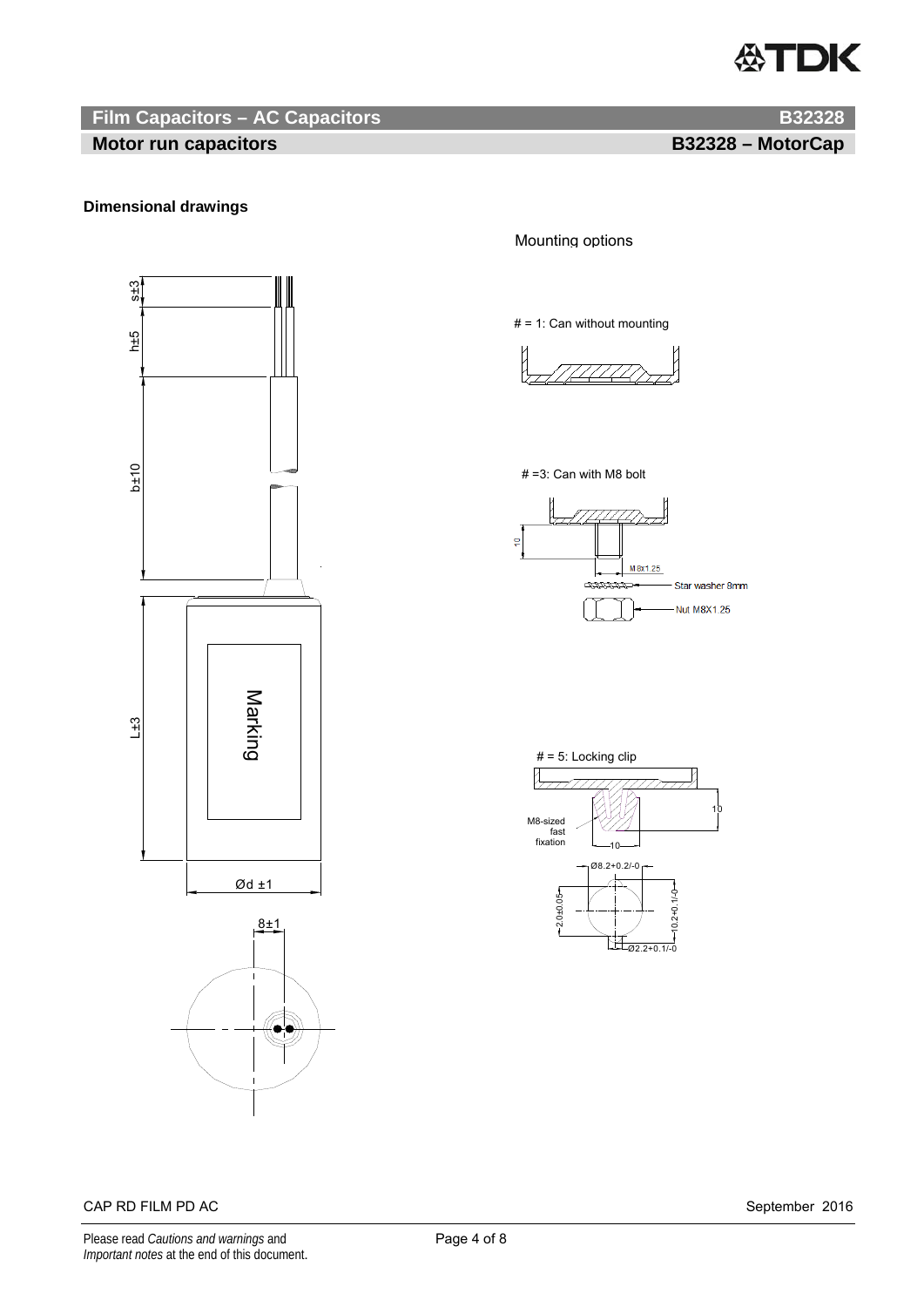## Film Capacitors – AC Capacitors — B32328

## Motor run capacitors — B32328 – MotorCap

**Dimensional drawings**

s±3

h±5

b±10

L±3

Marking

Ød ±1

8±1

Mounting options

# = 1: Can without mounting

# =3: Can with M8 bolt

10

M8x1.25

Star washer 8mm

Nut M8X1.25

# = 5: Locking clip

M8-sized fast fixation

10

10

Ø8.2+0.2/-0

2.0±0.05

10.2+0.1/-0

Ø2.2+0.1/-0

CAP RD FILM PD AC — September 2016

Please read *Cautions and warnings* and *Important notes* at the end of this document.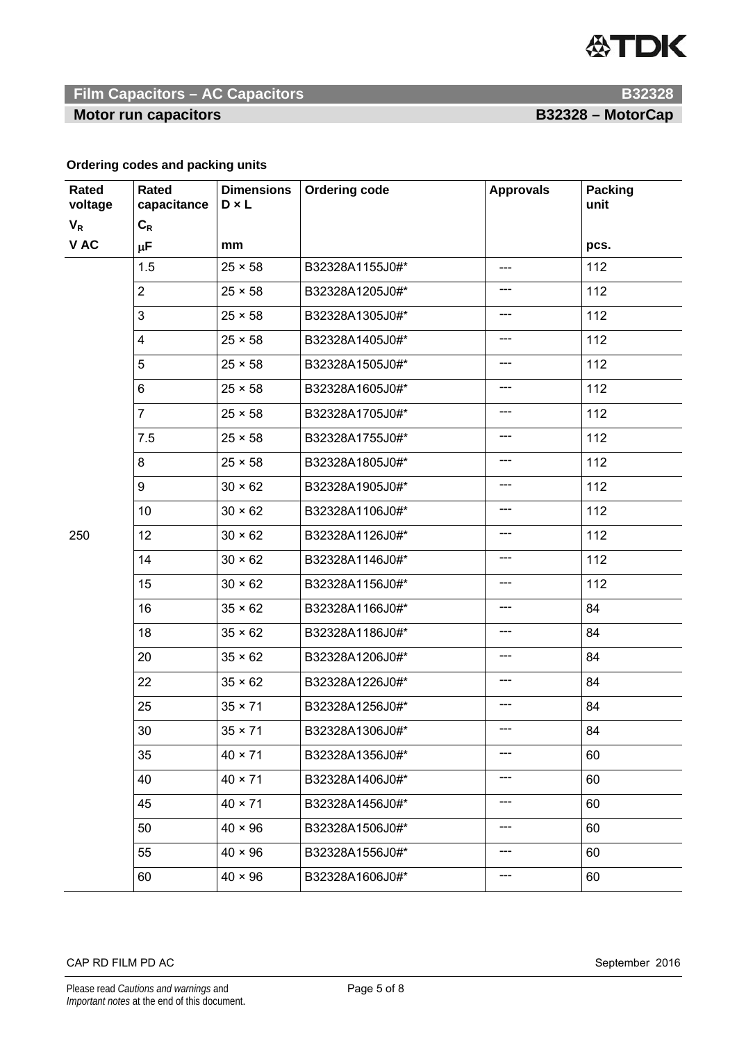## Film Capacitors – AC Capacitors B32328

### Motor run capacitors B32328 – MotorCap

**Ordering codes and packing units**

| Rated voltage $V_R$ V AC | Rated capacitance $C_R$ μF | Dimensions D × L mm | Ordering code | Approvals | Packing unit pcs. |
|---|---|---|---|---|---|
| 250 | 1.5 | 25 × 58 | B32328A1155J0#* | --- | 112 |
| | 2 | 25 × 58 | B32328A1205J0#* | --- | 112 |
| | 3 | 25 × 58 | B32328A1305J0#* | --- | 112 |
| | 4 | 25 × 58 | B32328A1405J0#* | --- | 112 |
| | 5 | 25 × 58 | B32328A1505J0#* | --- | 112 |
| | 6 | 25 × 58 | B32328A1605J0#* | --- | 112 |
| | 7 | 25 × 58 | B32328A1705J0#* | --- | 112 |
| | 7.5 | 25 × 58 | B32328A1755J0#* | --- | 112 |
| | 8 | 25 × 58 | B32328A1805J0#* | --- | 112 |
| | 9 | 30 × 62 | B32328A1905J0#* | --- | 112 |
| | 10 | 30 × 62 | B32328A1106J0#* | --- | 112 |
| | 12 | 30 × 62 | B32328A1126J0#* | --- | 112 |
| | 14 | 30 × 62 | B32328A1146J0#* | --- | 112 |
| | 15 | 30 × 62 | B32328A1156J0#* | --- | 112 |
| | 16 | 35 × 62 | B32328A1166J0#* | --- | 84 |
| | 18 | 35 × 62 | B32328A1186J0#* | --- | 84 |
| | 20 | 35 × 62 | B32328A1206J0#* | --- | 84 |
| | 22 | 35 × 62 | B32328A1226J0#* | --- | 84 |
| | 25 | 35 × 71 | B32328A1256J0#* | --- | 84 |
| | 30 | 35 × 71 | B32328A1306J0#* | --- | 84 |
| | 35 | 40 × 71 | B32328A1356J0#* | --- | 60 |
| | 40 | 40 × 71 | B32328A1406J0#* | --- | 60 |
| | 45 | 40 × 71 | B32328A1456J0#* | --- | 60 |
| | 50 | 40 × 96 | B32328A1506J0#* | --- | 60 |
| | 55 | 40 × 96 | B32328A1556J0#* | --- | 60 |
| | 60 | 40 × 96 | B32328A1606J0#* | --- | 60 |

CAP RD FILM PD AC September 2016

Please read *Cautions and warnings* and *Important notes* at the end of this document.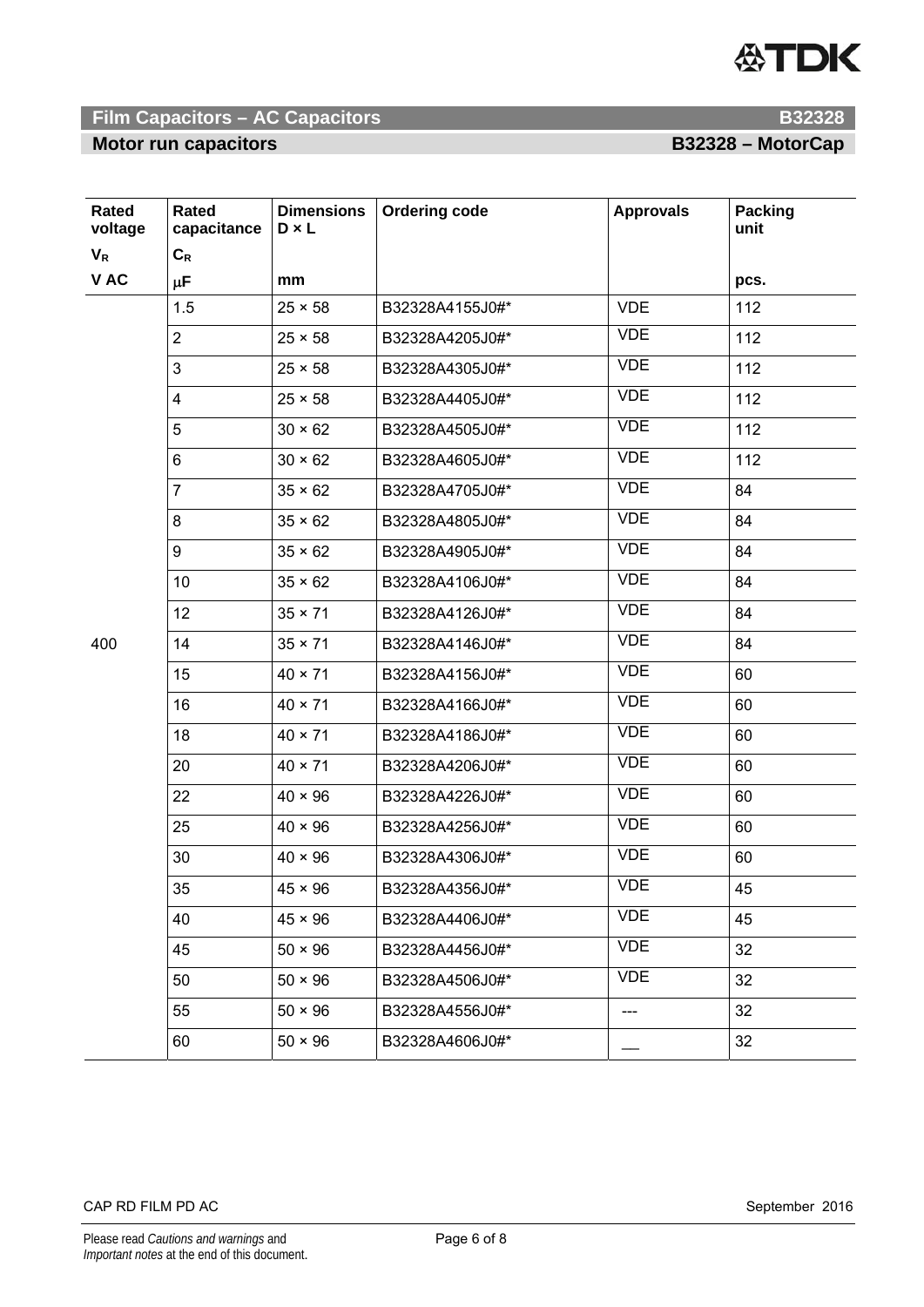## Film Capacitors – AC Capacitors B32328

### Motor run capacitors B32328 – MotorCap

| Rated voltage $V_R$ V AC | Rated capacitance $C_R$ µF | Dimensions D × L mm | Ordering code | Approvals | Packing unit pcs. |
|---|---|---|---|---|---|
| 400 | 1.5 | 25 × 58 | B32328A4155J0#* | VDE | 112 |
| | 2 | 25 × 58 | B32328A4205J0#* | VDE | 112 |
| | 3 | 25 × 58 | B32328A4305J0#* | VDE | 112 |
| | 4 | 25 × 58 | B32328A4405J0#* | VDE | 112 |
| | 5 | 30 × 62 | B32328A4505J0#* | VDE | 112 |
| | 6 | 30 × 62 | B32328A4605J0#* | VDE | 112 |
| | 7 | 35 × 62 | B32328A4705J0#* | VDE | 84 |
| | 8 | 35 × 62 | B32328A4805J0#* | VDE | 84 |
| | 9 | 35 × 62 | B32328A4905J0#* | VDE | 84 |
| | 10 | 35 × 62 | B32328A4106J0#* | VDE | 84 |
| | 12 | 35 × 71 | B32328A4126J0#* | VDE | 84 |
| | 14 | 35 × 71 | B32328A4146J0#* | VDE | 84 |
| | 15 | 40 × 71 | B32328A4156J0#* | VDE | 60 |
| | 16 | 40 × 71 | B32328A4166J0#* | VDE | 60 |
| | 18 | 40 × 71 | B32328A4186J0#* | VDE | 60 |
| | 20 | 40 × 71 | B32328A4206J0#* | VDE | 60 |
| | 22 | 40 × 96 | B32328A4226J0#* | VDE | 60 |
| | 25 | 40 × 96 | B32328A4256J0#* | VDE | 60 |
| | 30 | 40 × 96 | B32328A4306J0#* | VDE | 60 |
| | 35 | 45 × 96 | B32328A4356J0#* | VDE | 45 |
| | 40 | 45 × 96 | B32328A4406J0#* | VDE | 45 |
| | 45 | 50 × 96 | B32328A4456J0#* | VDE | 32 |
| | 50 | 50 × 96 | B32328A4506J0#* | VDE | 32 |
| | 55 | 50 × 96 | B32328A4556J0#* | --- | 32 |
| | 60 | 50 × 96 | B32328A4606J0#* | __ | 32 |

CAP RD FILM PD AC September 2016

Please read *Cautions and warnings* and *Important notes* at the end of this document.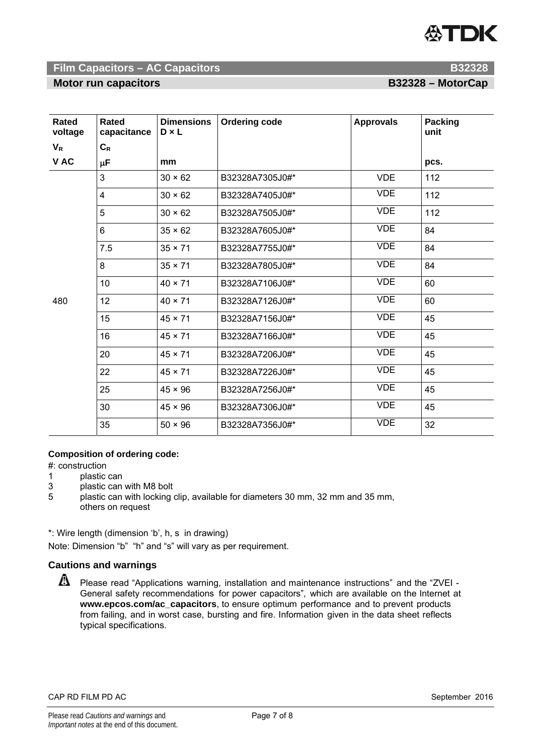## Film Capacitors – AC Capacitors B32328

### Motor run capacitors B32328 – MotorCap

| Rated voltage $V_R$ V AC | Rated capacitance $C_R$ μF | Dimensions D × L mm | Ordering code | Approvals | Packing unit pcs. |
|---|---|---|---|---|---|
| 480 | 3 | 30 × 62 | B32328A7305J0#* | VDE | 112 |
| | 4 | 30 × 62 | B32328A7405J0#* | VDE | 112 |
| | 5 | 30 × 62 | B32328A7505J0#* | VDE | 112 |
| | 6 | 35 × 62 | B32328A7605J0#* | VDE | 84 |
| | 7.5 | 35 × 71 | B32328A7755J0#* | VDE | 84 |
| | 8 | 35 × 71 | B32328A7805J0#* | VDE | 84 |
| | 10 | 40 × 71 | B32328A7106J0#* | VDE | 60 |
| | 12 | 40 × 71 | B32328A7126J0#* | VDE | 60 |
| | 15 | 45 × 71 | B32328A7156J0#* | VDE | 45 |
| | 16 | 45 × 71 | B32328A7166J0#* | VDE | 45 |
| | 20 | 45 × 71 | B32328A7206J0#* | VDE | 45 |
| | 22 | 45 × 71 | B32328A7226J0#* | VDE | 45 |
| | 25 | 45 × 96 | B32328A7256J0#* | VDE | 45 |
| | 30 | 45 × 96 | B32328A7306J0#* | VDE | 45 |
| | 35 | 50 × 96 | B32328A7356J0#* | VDE | 32 |

**Composition of ordering code:**

#: construction
1 plastic can
3 plastic can with M8 bolt
5 plastic can with locking clip, available for diameters 30 mm, 32 mm and 35 mm, others on request

*: Wire length (dimension 'b', h, s in drawing)

Note: Dimension "b" "h" and "s" will vary as per requirement.

### Cautions and warnings

Please read "Applications warning, installation and maintenance instructions" and the "ZVEI - General safety recommendations for power capacitors", which are available on the Internet at **www.epcos.com/ac_capacitors**, to ensure optimum performance and to prevent products from failing, and in worst case, bursting and fire. Information given in the data sheet reflects typical specifications.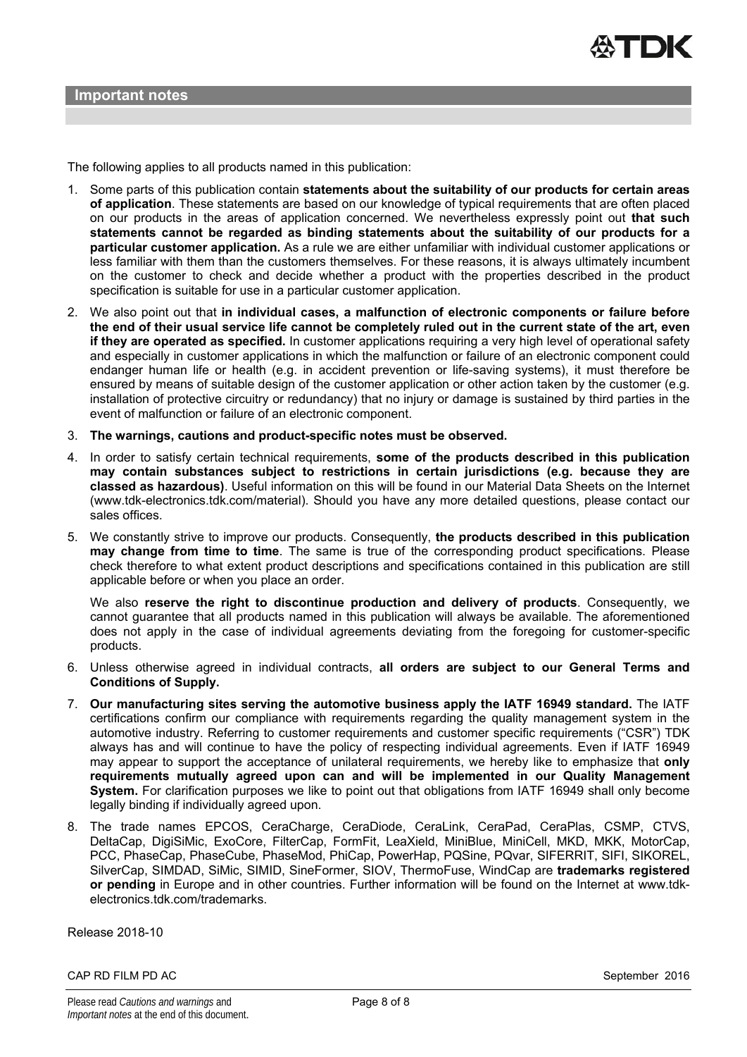## Important notes

The following applies to all products named in this publication:

1. Some parts of this publication contain **statements about the suitability of our products for certain areas of application**. These statements are based on our knowledge of typical requirements that are often placed on our products in the areas of application concerned. We nevertheless expressly point out **that such statements cannot be regarded as binding statements about the suitability of our products for a particular customer application.** As a rule we are either unfamiliar with individual customer applications or less familiar with them than the customers themselves. For these reasons, it is always ultimately incumbent on the customer to check and decide whether a product with the properties described in the product specification is suitable for use in a particular customer application.
2. We also point out that **in individual cases, a malfunction of electronic components or failure before the end of their usual service life cannot be completely ruled out in the current state of the art, even if they are operated as specified.** In customer applications requiring a very high level of operational safety and especially in customer applications in which the malfunction or failure of an electronic component could endanger human life or health (e.g. in accident prevention or life-saving systems), it must therefore be ensured by means of suitable design of the customer application or other action taken by the customer (e.g. installation of protective circuitry or redundancy) that no injury or damage is sustained by third parties in the event of malfunction or failure of an electronic component.
3. **The warnings, cautions and product-specific notes must be observed.**
4. In order to satisfy certain technical requirements, **some of the products described in this publication may contain substances subject to restrictions in certain jurisdictions (e.g. because they are classed as hazardous)**. Useful information on this will be found in our Material Data Sheets on the Internet (www.tdk-electronics.tdk.com/material). Should you have any more detailed questions, please contact our sales offices.
5. We constantly strive to improve our products. Consequently, **the products described in this publication may change from time to time**. The same is true of the corresponding product specifications. Please check therefore to what extent product descriptions and specifications contained in this publication are still applicable before or when you place an order.

   We also **reserve the right to discontinue production and delivery of products**. Consequently, we cannot guarantee that all products named in this publication will always be available. The aforementioned does not apply in the case of individual agreements deviating from the foregoing for customer-specific products.
6. Unless otherwise agreed in individual contracts, **all orders are subject to our General Terms and Conditions of Supply.**
7. **Our manufacturing sites serving the automotive business apply the IATF 16949 standard.** The IATF certifications confirm our compliance with requirements regarding the quality management system in the automotive industry. Referring to customer requirements and customer specific requirements ("CSR") TDK always has and will continue to have the policy of respecting individual agreements. Even if IATF 16949 may appear to support the acceptance of unilateral requirements, we hereby like to emphasize that **only requirements mutually agreed upon can and will be implemented in our Quality Management System.** For clarification purposes we like to point out that obligations from IATF 16949 shall only become legally binding if individually agreed upon.
8. The trade names EPCOS, CeraCharge, CeraDiode, CeraLink, CeraPad, CeraPlas, CSMP, CTVS, DeltaCap, DigiSiMic, ExoCore, FilterCap, FormFit, LeaXield, MiniBlue, MiniCell, MKD, MKK, MotorCap, PCC, PhaseCap, PhaseCube, PhaseMod, PhiCap, PowerHap, PQSine, PQvar, SIFERRIT, SIFI, SIKOREL, SilverCap, SIMDAD, SiMic, SIMID, SineFormer, SIOV, ThermoFuse, WindCap are **trademarks registered or pending** in Europe and in other countries. Further information will be found on the Internet at www.tdk-electronics.tdk.com/trademarks.

Release 2018-10